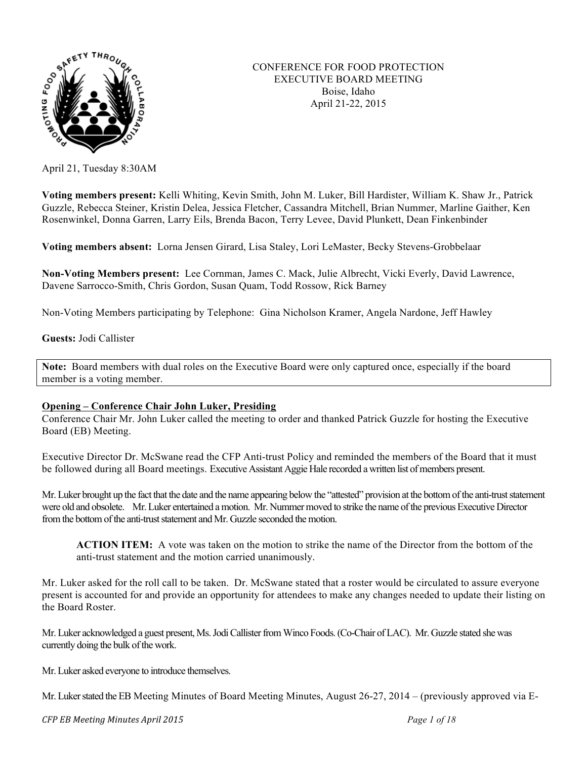CONFERENCE FOR FOOD PROTECTION
EXECUTIVE BOARD MEETING
Boise, Idaho
April 21-22, 2015

April 21, Tuesday 8:30AM

**Voting members present:** Kelli Whiting, Kevin Smith, John M. Luker, Bill Hardister, William K. Shaw Jr., Patrick Guzzle, Rebecca Steiner, Kristin Delea, Jessica Fletcher, Cassandra Mitchell, Brian Nummer, Marline Gaither, Ken Rosenwinkel, Donna Garren, Larry Eils, Brenda Bacon, Terry Levee, David Plunkett, Dean Finkenbinder

**Voting members absent:** Lorna Jensen Girard, Lisa Staley, Lori LeMaster, Becky Stevens-Grobbelaar

**Non-Voting Members present:** Lee Cornman, James C. Mack, Julie Albrecht, Vicki Everly, David Lawrence, Davene Sarrocco-Smith, Chris Gordon, Susan Quam, Todd Rossow, Rick Barney

Non-Voting Members participating by Telephone: Gina Nicholson Kramer, Angela Nardone, Jeff Hawley

**Guests:** Jodi Callister

**Note:** Board members with dual roles on the Executive Board were only captured once, especially if the board member is a voting member.

**Opening – Conference Chair John Luker, Presiding**

Conference Chair Mr. John Luker called the meeting to order and thanked Patrick Guzzle for hosting the Executive Board (EB) Meeting.

Executive Director Dr. McSwane read the CFP Anti-trust Policy and reminded the members of the Board that it must be followed during all Board meetings. Executive Assistant Aggie Hale recorded a written list of members present.

Mr. Luker brought up the fact that the date and the name appearing below the "attested" provision at the bottom of the anti-trust statement were old and obsolete. Mr. Luker entertained a motion. Mr. Nummer moved to strike the name of the previous Executive Director from the bottom of the anti-trust statement and Mr. Guzzle seconded the motion.

> **ACTION ITEM:** A vote was taken on the motion to strike the name of the Director from the bottom of the anti-trust statement and the motion carried unanimously.

Mr. Luker asked for the roll call to be taken. Dr. McSwane stated that a roster would be circulated to assure everyone present is accounted for and provide an opportunity for attendees to make any changes needed to update their listing on the Board Roster.

Mr. Luker acknowledged a guest present, Ms. Jodi Callister from Winco Foods. (Co-Chair of LAC). Mr. Guzzle stated she was currently doing the bulk of the work.

Mr. Luker asked everyone to introduce themselves.

Mr. Luker stated the EB Meeting Minutes of Board Meeting Minutes, August 26-27, 2014 – (previously approved via E-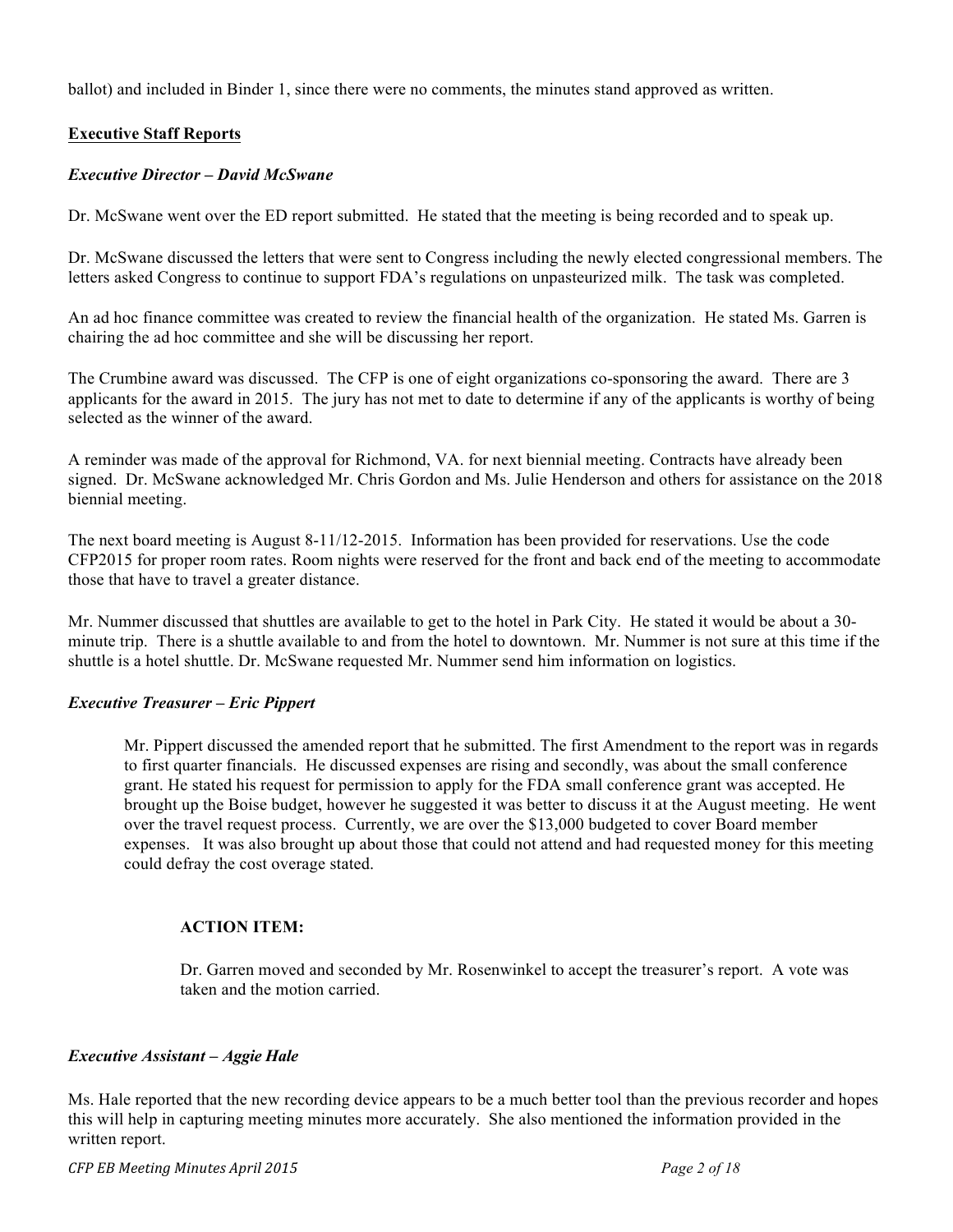ballot) and included in Binder 1, since there were no comments, the minutes stand approved as written.

## Executive Staff Reports

### *Executive Director – David McSwane*

Dr. McSwane went over the ED report submitted. He stated that the meeting is being recorded and to speak up.

Dr. McSwane discussed the letters that were sent to Congress including the newly elected congressional members. The letters asked Congress to continue to support FDA's regulations on unpasteurized milk. The task was completed.

An ad hoc finance committee was created to review the financial health of the organization. He stated Ms. Garren is chairing the ad hoc committee and she will be discussing her report.

The Crumbine award was discussed. The CFP is one of eight organizations co-sponsoring the award. There are 3 applicants for the award in 2015. The jury has not met to date to determine if any of the applicants is worthy of being selected as the winner of the award.

A reminder was made of the approval for Richmond, VA. for next biennial meeting. Contracts have already been signed. Dr. McSwane acknowledged Mr. Chris Gordon and Ms. Julie Henderson and others for assistance on the 2018 biennial meeting.

The next board meeting is August 8-11/12-2015. Information has been provided for reservations. Use the code CFP2015 for proper room rates. Room nights were reserved for the front and back end of the meeting to accommodate those that have to travel a greater distance.

Mr. Nummer discussed that shuttles are available to get to the hotel in Park City. He stated it would be about a 30-minute trip. There is a shuttle available to and from the hotel to downtown. Mr. Nummer is not sure at this time if the shuttle is a hotel shuttle. Dr. McSwane requested Mr. Nummer send him information on logistics.

### *Executive Treasurer – Eric Pippert*

Mr. Pippert discussed the amended report that he submitted. The first Amendment to the report was in regards to first quarter financials. He discussed expenses are rising and secondly, was about the small conference grant. He stated his request for permission to apply for the FDA small conference grant was accepted. He brought up the Boise budget, however he suggested it was better to discuss it at the August meeting. He went over the travel request process. Currently, we are over the $13,000 budgeted to cover Board member expenses. It was also brought up about those that could not attend and had requested money for this meeting could defray the cost overage stated.

**ACTION ITEM:**

Dr. Garren moved and seconded by Mr. Rosenwinkel to accept the treasurer's report. A vote was taken and the motion carried.

### *Executive Assistant – Aggie Hale*

Ms. Hale reported that the new recording device appears to be a much better tool than the previous recorder and hopes this will help in capturing meeting minutes more accurately. She also mentioned the information provided in the written report.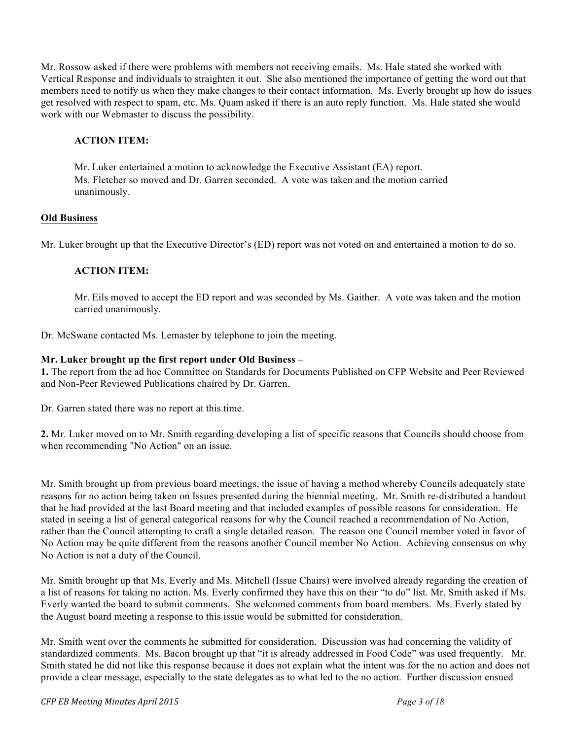Mr. Rossow asked if there were problems with members not receiving emails. Ms. Hale stated she worked with Vertical Response and individuals to straighten it out. She also mentioned the importance of getting the word out that members need to notify us when they make changes to their contact information. Ms. Everly brought up how do issues get resolved with respect to spam, etc. Ms. Quam asked if there is an auto reply function. Ms. Hale stated she would work with our Webmaster to discuss the possibility.

**ACTION ITEM:**

Mr. Luker entertained a motion to acknowledge the Executive Assistant (EA) report. Ms. Fletcher so moved and Dr. Garren seconded. A vote was taken and the motion carried unanimously.

## Old Business

Mr. Luker brought up that the Executive Director's (ED) report was not voted on and entertained a motion to do so.

**ACTION ITEM:**

Mr. Eils moved to accept the ED report and was seconded by Ms. Gaither. A vote was taken and the motion carried unanimously.

Dr. McSwane contacted Ms. Lemaster by telephone to join the meeting.

**Mr. Luker brought up the first report under Old Business** –

**1.** The report from the ad hoc Committee on Standards for Documents Published on CFP Website and Peer Reviewed and Non-Peer Reviewed Publications chaired by Dr. Garren.

Dr. Garren stated there was no report at this time.

**2.** Mr. Luker moved on to Mr. Smith regarding developing a list of specific reasons that Councils should choose from when recommending "No Action" on an issue.

Mr. Smith brought up from previous board meetings, the issue of having a method whereby Councils adequately state reasons for no action being taken on Issues presented during the biennial meeting. Mr. Smith re-distributed a handout that he had provided at the last Board meeting and that included examples of possible reasons for consideration. He stated in seeing a list of general categorical reasons for why the Council reached a recommendation of No Action, rather than the Council attempting to craft a single detailed reason. The reason one Council member voted in favor of No Action may be quite different from the reasons another Council member No Action. Achieving consensus on why No Action is not a duty of the Council.

Mr. Smith brought up that Ms. Everly and Ms. Mitchell (Issue Chairs) were involved already regarding the creation of a list of reasons for taking no action. Ms. Everly confirmed they have this on their "to do" list. Mr. Smith asked if Ms. Everly wanted the board to submit comments. She welcomed comments from board members. Ms. Everly stated by the August board meeting a response to this issue would be submitted for consideration.

Mr. Smith went over the comments he submitted for consideration. Discussion was had concerning the validity of standardized comments. Ms. Bacon brought up that "it is already addressed in Food Code" was used frequently. Mr. Smith stated he did not like this response because it does not explain what the intent was for the no action and does not provide a clear message, especially to the state delegates as to what led to the no action. Further discussion ensued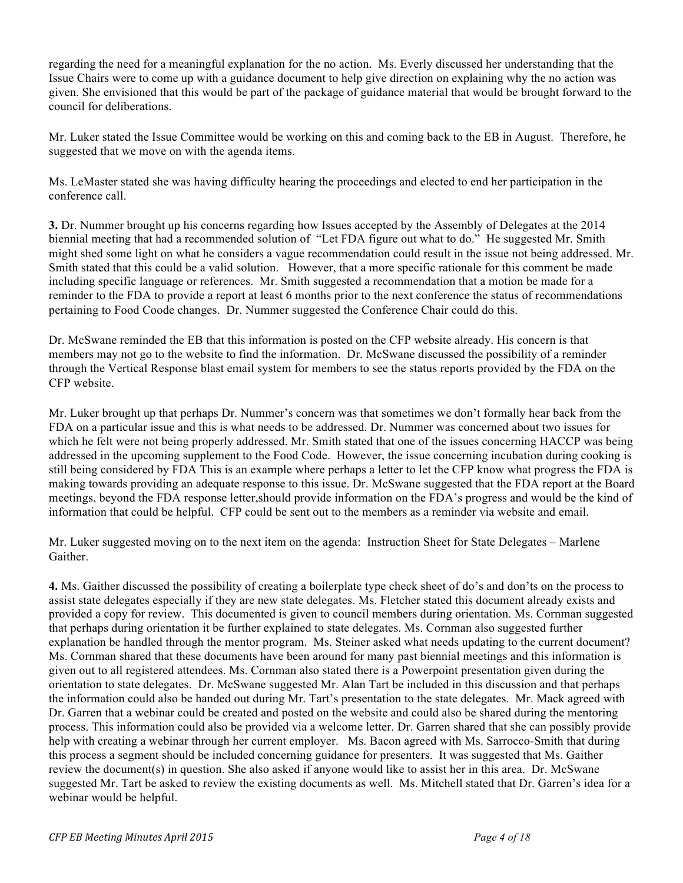regarding the need for a meaningful explanation for the no action. Ms. Everly discussed her understanding that the Issue Chairs were to come up with a guidance document to help give direction on explaining why the no action was given. She envisioned that this would be part of the package of guidance material that would be brought forward to the council for deliberations.

Mr. Luker stated the Issue Committee would be working on this and coming back to the EB in August. Therefore, he suggested that we move on with the agenda items.

Ms. LeMaster stated she was having difficulty hearing the proceedings and elected to end her participation in the conference call.

**3.** Dr. Nummer brought up his concerns regarding how Issues accepted by the Assembly of Delegates at the 2014 biennial meeting that had a recommended solution of "Let FDA figure out what to do." He suggested Mr. Smith might shed some light on what he considers a vague recommendation could result in the issue not being addressed. Mr. Smith stated that this could be a valid solution. However, that a more specific rationale for this comment be made including specific language or references. Mr. Smith suggested a recommendation that a motion be made for a reminder to the FDA to provide a report at least 6 months prior to the next conference the status of recommendations pertaining to Food Coode changes. Dr. Nummer suggested the Conference Chair could do this.

Dr. McSwane reminded the EB that this information is posted on the CFP website already. His concern is that members may not go to the website to find the information. Dr. McSwane discussed the possibility of a reminder through the Vertical Response blast email system for members to see the status reports provided by the FDA on the CFP website.

Mr. Luker brought up that perhaps Dr. Nummer's concern was that sometimes we don't formally hear back from the FDA on a particular issue and this is what needs to be addressed. Dr. Nummer was concerned about two issues for which he felt were not being properly addressed. Mr. Smith stated that one of the issues concerning HACCP was being addressed in the upcoming supplement to the Food Code. However, the issue concerning incubation during cooking is still being considered by FDA This is an example where perhaps a letter to let the CFP know what progress the FDA is making towards providing an adequate response to this issue. Dr. McSwane suggested that the FDA report at the Board meetings, beyond the FDA response letter,should provide information on the FDA's progress and would be the kind of information that could be helpful. CFP could be sent out to the members as a reminder via website and email.

Mr. Luker suggested moving on to the next item on the agenda: Instruction Sheet for State Delegates – Marlene Gaither.

**4.** Ms. Gaither discussed the possibility of creating a boilerplate type check sheet of do's and don'ts on the process to assist state delegates especially if they are new state delegates. Ms. Fletcher stated this document already exists and provided a copy for review. This documented is given to council members during orientation. Ms. Cornman suggested that perhaps during orientation it be further explained to state delegates. Ms. Cornman also suggested further explanation be handled through the mentor program. Ms. Steiner asked what needs updating to the current document? Ms. Cornman shared that these documents have been around for many past biennial meetings and this information is given out to all registered attendees. Ms. Cornman also stated there is a Powerpoint presentation given during the orientation to state delegates. Dr. McSwane suggested Mr. Alan Tart be included in this discussion and that perhaps the information could also be handed out during Mr. Tart's presentation to the state delegates. Mr. Mack agreed with Dr. Garren that a webinar could be created and posted on the website and could also be shared during the mentoring process. This information could also be provided via a welcome letter. Dr. Garren shared that she can possibly provide help with creating a webinar through her current employer. Ms. Bacon agreed with Ms. Sarrocco-Smith that during this process a segment should be included concerning guidance for presenters. It was suggested that Ms. Gaither review the document(s) in question. She also asked if anyone would like to assist her in this area. Dr. McSwane suggested Mr. Tart be asked to review the existing documents as well. Ms. Mitchell stated that Dr. Garren's idea for a webinar would be helpful.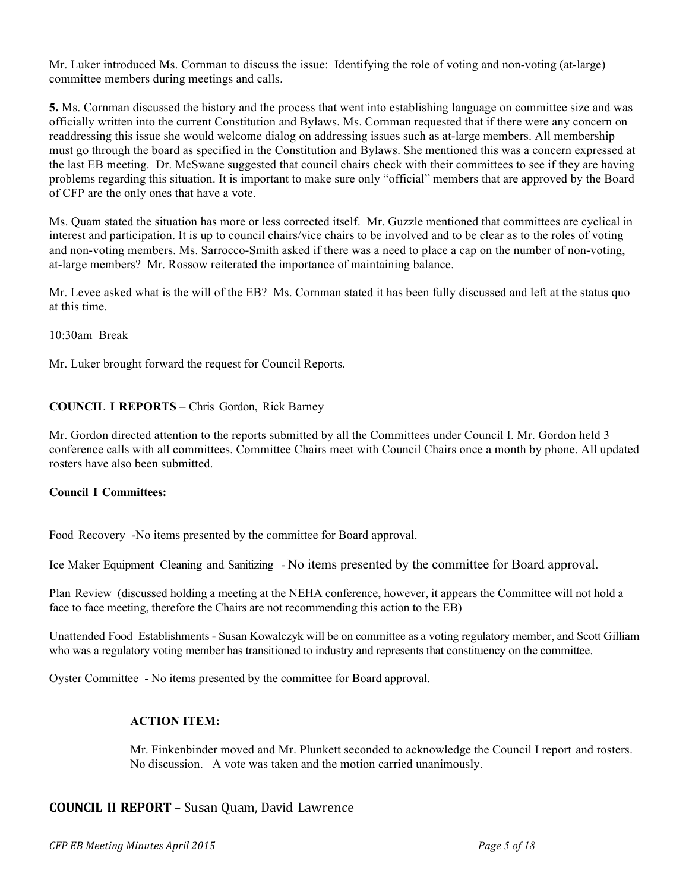Mr. Luker introduced Ms. Cornman to discuss the issue: Identifying the role of voting and non-voting (at-large) committee members during meetings and calls.

**5.** Ms. Cornman discussed the history and the process that went into establishing language on committee size and was officially written into the current Constitution and Bylaws. Ms. Cornman requested that if there were any concern on readdressing this issue she would welcome dialog on addressing issues such as at-large members. All membership must go through the board as specified in the Constitution and Bylaws. She mentioned this was a concern expressed at the last EB meeting. Dr. McSwane suggested that council chairs check with their committees to see if they are having problems regarding this situation. It is important to make sure only "official" members that are approved by the Board of CFP are the only ones that have a vote.

Ms. Quam stated the situation has more or less corrected itself. Mr. Guzzle mentioned that committees are cyclical in interest and participation. It is up to council chairs/vice chairs to be involved and to be clear as to the roles of voting and non-voting members. Ms. Sarrocco-Smith asked if there was a need to place a cap on the number of non-voting, at-large members? Mr. Rossow reiterated the importance of maintaining balance.

Mr. Levee asked what is the will of the EB? Ms. Cornman stated it has been fully discussed and left at the status quo at this time.

10:30am Break

Mr. Luker brought forward the request for Council Reports.

## <u>COUNCIL I REPORTS</u> – Chris Gordon, Rick Barney

Mr. Gordon directed attention to the reports submitted by all the Committees under Council I. Mr. Gordon held 3 conference calls with all committees. Committee Chairs meet with Council Chairs once a month by phone. All updated rosters have also been submitted.

**<u>Council I Committees:</u>**

Food Recovery -No items presented by the committee for Board approval.

Ice Maker Equipment Cleaning and Sanitizing - No items presented by the committee for Board approval.

Plan Review (discussed holding a meeting at the NEHA conference, however, it appears the Committee will not hold a face to face meeting, therefore the Chairs are not recommending this action to the EB)

Unattended Food Establishments - Susan Kowalczyk will be on committee as a voting regulatory member, and Scott Gilliam who was a regulatory voting member has transitioned to industry and represents that constituency on the committee.

Oyster Committee - No items presented by the committee for Board approval.

> **ACTION ITEM:**
>
> Mr. Finkenbinder moved and Mr. Plunkett seconded to acknowledge the Council I report and rosters. No discussion. A vote was taken and the motion carried unanimously.

## <u>COUNCIL II REPORT</u> – Susan Quam, David Lawrence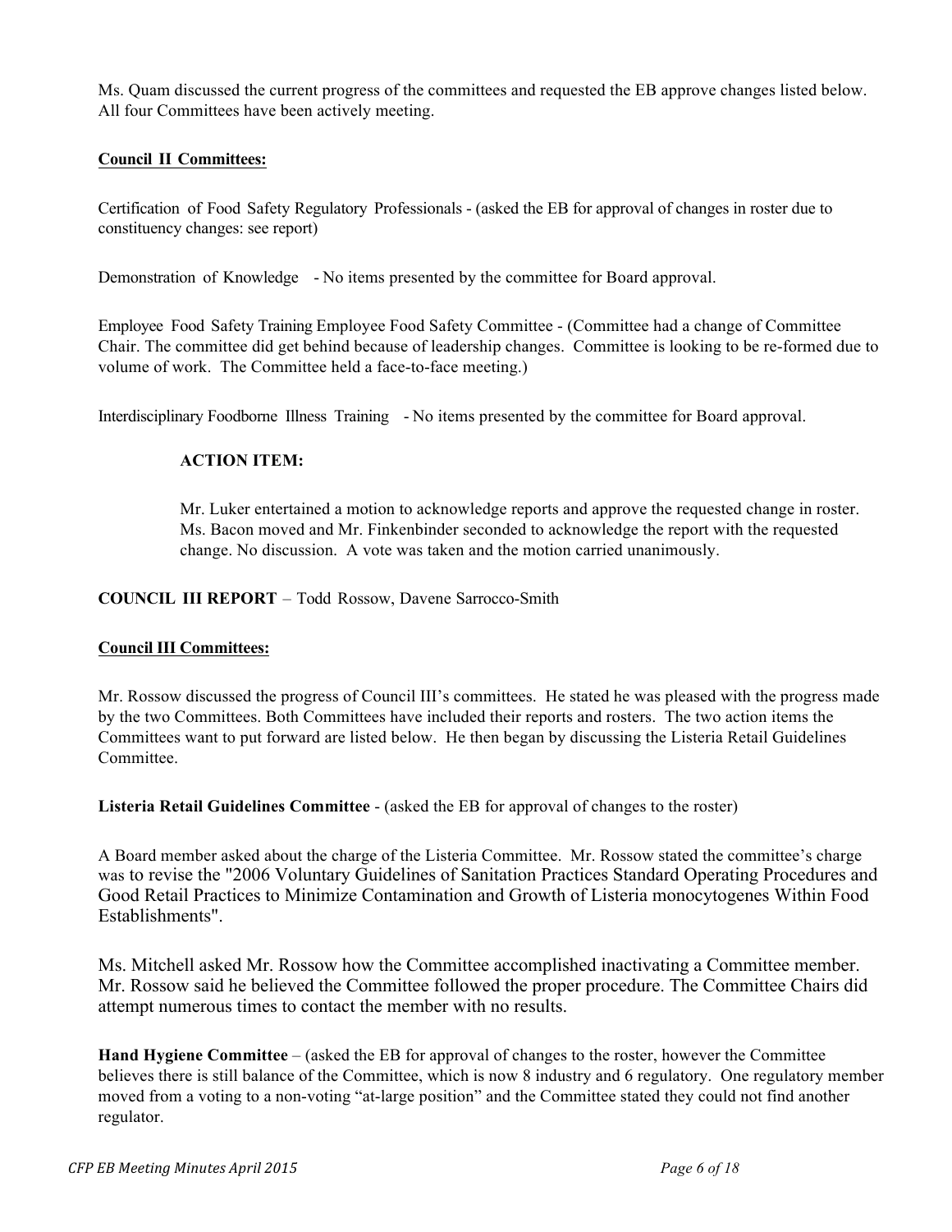Ms. Quam discussed the current progress of the committees and requested the EB approve changes listed below. All four Committees have been actively meeting.

**Council II Committees:**

Certification of Food Safety Regulatory Professionals - (asked the EB for approval of changes in roster due to constituency changes: see report)

Demonstration of Knowledge - No items presented by the committee for Board approval.

Employee Food Safety Training Employee Food Safety Committee - (Committee had a change of Committee Chair. The committee did get behind because of leadership changes. Committee is looking to be re-formed due to volume of work. The Committee held a face-to-face meeting.)

Interdisciplinary Foodborne Illness Training - No items presented by the committee for Board approval.

> **ACTION ITEM:**
>
> Mr. Luker entertained a motion to acknowledge reports and approve the requested change in roster. Ms. Bacon moved and Mr. Finkenbinder seconded to acknowledge the report with the requested change. No discussion. A vote was taken and the motion carried unanimously.

**COUNCIL III REPORT** – Todd Rossow, Davene Sarrocco-Smith

**Council III Committees:**

Mr. Rossow discussed the progress of Council III's committees. He stated he was pleased with the progress made by the two Committees. Both Committees have included their reports and rosters. The two action items the Committees want to put forward are listed below. He then began by discussing the Listeria Retail Guidelines Committee.

**Listeria Retail Guidelines Committee** - (asked the EB for approval of changes to the roster)

A Board member asked about the charge of the Listeria Committee. Mr. Rossow stated the committee's charge was to revise the "2006 Voluntary Guidelines of Sanitation Practices Standard Operating Procedures and Good Retail Practices to Minimize Contamination and Growth of Listeria monocytogenes Within Food Establishments".

Ms. Mitchell asked Mr. Rossow how the Committee accomplished inactivating a Committee member. Mr. Rossow said he believed the Committee followed the proper procedure. The Committee Chairs did attempt numerous times to contact the member with no results.

**Hand Hygiene Committee** – (asked the EB for approval of changes to the roster, however the Committee believes there is still balance of the Committee, which is now 8 industry and 6 regulatory. One regulatory member moved from a voting to a non-voting "at-large position" and the Committee stated they could not find another regulator.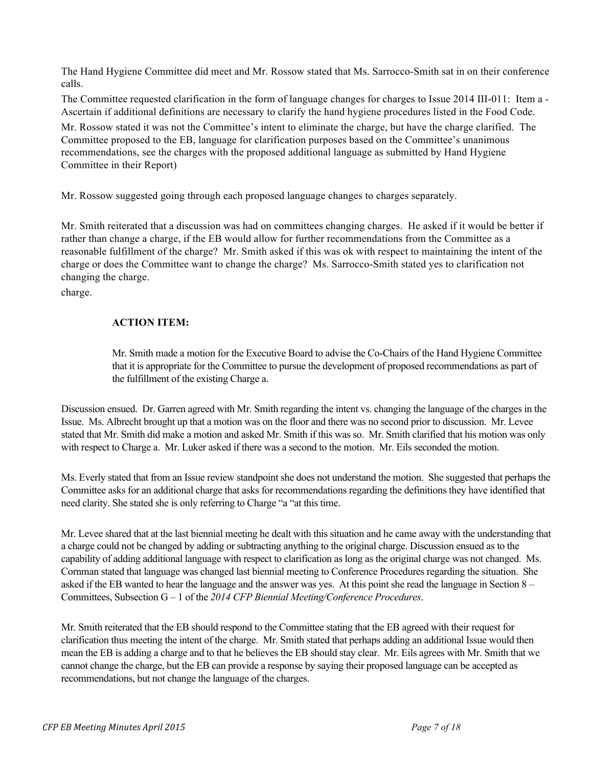The Hand Hygiene Committee did meet and Mr. Rossow stated that Ms. Sarrocco-Smith sat in on their conference calls.

The Committee requested clarification in the form of language changes for charges to Issue 2014 III-011: Item a - Ascertain if additional definitions are necessary to clarify the hand hygiene procedures listed in the Food Code.

Mr. Rossow stated it was not the Committee's intent to eliminate the charge, but have the charge clarified. The Committee proposed to the EB, language for clarification purposes based on the Committee's unanimous recommendations, see the charges with the proposed additional language as submitted by Hand Hygiene Committee in their Report)

Mr. Rossow suggested going through each proposed language changes to charges separately.

Mr. Smith reiterated that a discussion was had on committees changing charges. He asked if it would be better if rather than change a charge, if the EB would allow for further recommendations from the Committee as a reasonable fulfillment of the charge? Mr. Smith asked if this was ok with respect to maintaining the intent of the charge or does the Committee want to change the charge? Ms. Sarrocco-Smith stated yes to clarification not changing the charge.

charge.

**ACTION ITEM:**

> Mr. Smith made a motion for the Executive Board to advise the Co-Chairs of the Hand Hygiene Committee that it is appropriate for the Committee to pursue the development of proposed recommendations as part of the fulfillment of the existing Charge a.

Discussion ensued. Dr. Garren agreed with Mr. Smith regarding the intent vs. changing the language of the charges in the Issue. Ms. Albrecht brought up that a motion was on the floor and there was no second prior to discussion. Mr. Levee stated that Mr. Smith did make a motion and asked Mr. Smith if this was so. Mr. Smith clarified that his motion was only with respect to Charge a. Mr. Luker asked if there was a second to the motion. Mr. Eils seconded the motion.

Ms. Everly stated that from an Issue review standpoint she does not understand the motion. She suggested that perhaps the Committee asks for an additional charge that asks for recommendations regarding the definitions they have identified that need clarity. She stated she is only referring to Charge "a "at this time.

Mr. Levee shared that at the last biennial meeting he dealt with this situation and he came away with the understanding that a charge could not be changed by adding or subtracting anything to the original charge. Discussion ensued as to the capability of adding additional language with respect to clarification as long as the original charge was not changed. Ms. Cornman stated that language was changed last biennial meeting to Conference Procedures regarding the situation. She asked if the EB wanted to hear the language and the answer was yes. At this point she read the language in Section 8 – Committees, Subsection G – 1 of the *2014 CFP Biennial Meeting/Conference Procedures*.

Mr. Smith reiterated that the EB should respond to the Committee stating that the EB agreed with their request for clarification thus meeting the intent of the charge. Mr. Smith stated that perhaps adding an additional Issue would then mean the EB is adding a charge and to that he believes the EB should stay clear. Mr. Eils agrees with Mr. Smith that we cannot change the charge, but the EB can provide a response by saying their proposed language can be accepted as recommendations, but not change the language of the charges.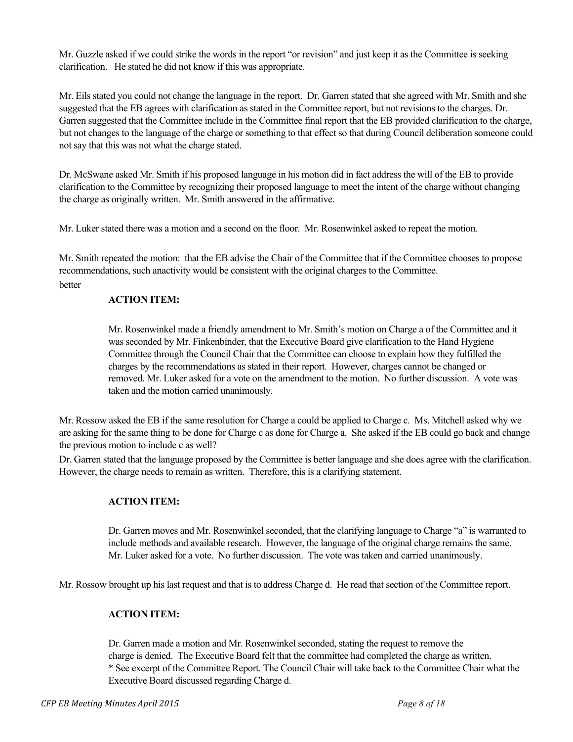Mr. Guzzle asked if we could strike the words in the report "or revision" and just keep it as the Committee is seeking clarification. He stated he did not know if this was appropriate.

Mr. Eils stated you could not change the language in the report. Dr. Garren stated that she agreed with Mr. Smith and she suggested that the EB agrees with clarification as stated in the Committee report, but not revisions to the charges. Dr. Garren suggested that the Committee include in the Committee final report that the EB provided clarification to the charge, but not changes to the language of the charge or something to that effect so that during Council deliberation someone could not say that this was not what the charge stated.

Dr. McSwane asked Mr. Smith if his proposed language in his motion did in fact address the will of the EB to provide clarification to the Committee by recognizing their proposed language to meet the intent of the charge without changing the charge as originally written. Mr. Smith answered in the affirmative.

Mr. Luker stated there was a motion and a second on the floor. Mr. Rosenwinkel asked to repeat the motion.

Mr. Smith repeated the motion: that the EB advise the Chair of the Committee that if the Committee chooses to propose recommendations, such anactivity would be consistent with the original charges to the Committee.
better

**ACTION ITEM:**

> Mr. Rosenwinkel made a friendly amendment to Mr. Smith's motion on Charge a of the Committee and it was seconded by Mr. Finkenbinder, that the Executive Board give clarification to the Hand Hygiene Committee through the Council Chair that the Committee can choose to explain how they fulfilled the charges by the recommendations as stated in their report. However, charges cannot be changed or removed. Mr. Luker asked for a vote on the amendment to the motion. No further discussion. A vote was taken and the motion carried unanimously.

Mr. Rossow asked the EB if the same resolution for Charge a could be applied to Charge c. Ms. Mitchell asked why we are asking for the same thing to be done for Charge c as done for Charge a. She asked if the EB could go back and change the previous motion to include c as well?

Dr. Garren stated that the language proposed by the Committee is better language and she does agree with the clarification. However, the charge needs to remain as written. Therefore, this is a clarifying statement.

**ACTION ITEM:**

> Dr. Garren moves and Mr. Rosenwinkel seconded, that the clarifying language to Charge "a" is warranted to include methods and available research. However, the language of the original charge remains the same. Mr. Luker asked for a vote. No further discussion. The vote was taken and carried unanimously.

Mr. Rossow brought up his last request and that is to address Charge d. He read that section of the Committee report.

**ACTION ITEM:**

> Dr. Garren made a motion and Mr. Rosenwinkel seconded, stating the request to remove the charge is denied. The Executive Board felt that the committee had completed the charge as written. * See excerpt of the Committee Report. The Council Chair will take back to the Committee Chair what the Executive Board discussed regarding Charge d.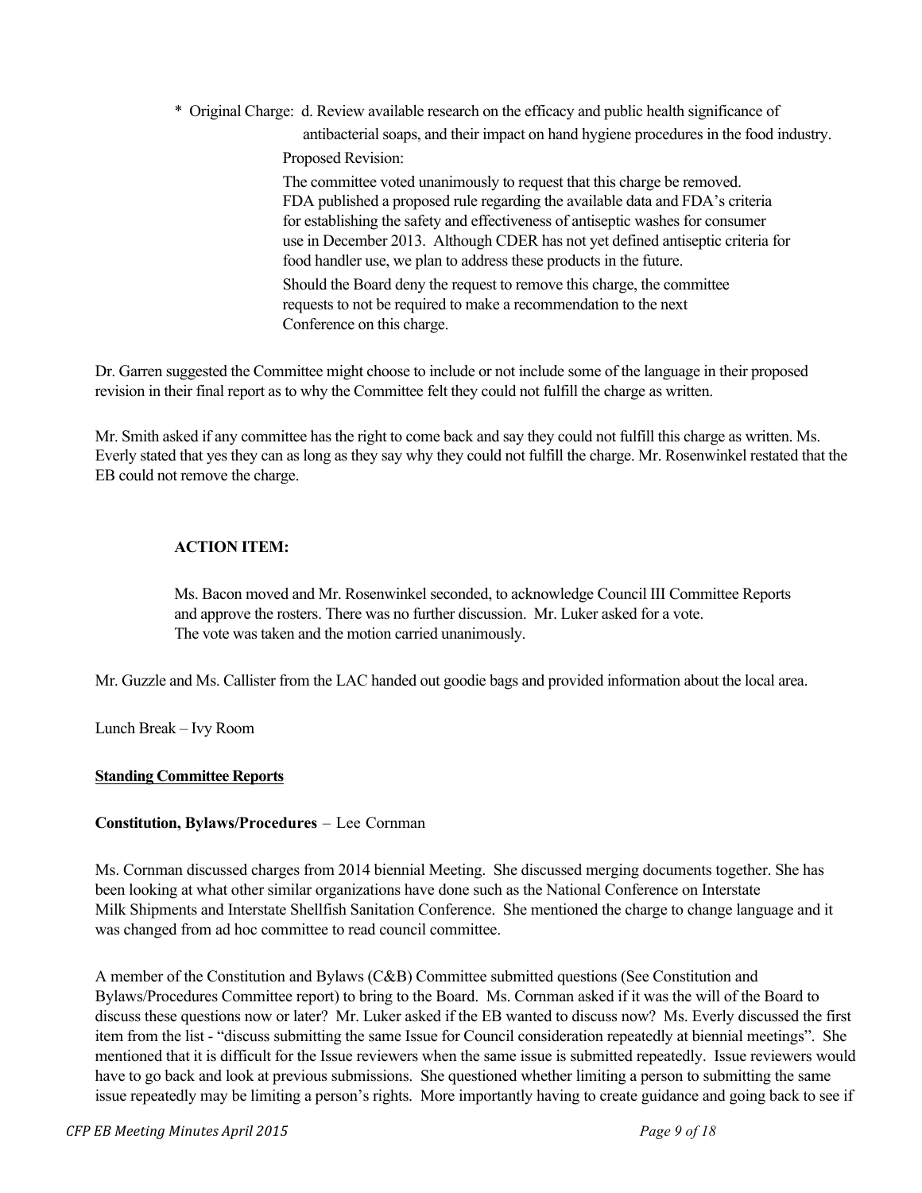\* Original Charge: d. Review available research on the efficacy and public health significance of antibacterial soaps, and their impact on hand hygiene procedures in the food industry.

Proposed Revision:

The committee voted unanimously to request that this charge be removed. FDA published a proposed rule regarding the available data and FDA's criteria for establishing the safety and effectiveness of antiseptic washes for consumer use in December 2013. Although CDER has not yet defined antiseptic criteria for food handler use, we plan to address these products in the future.

Should the Board deny the request to remove this charge, the committee requests to not be required to make a recommendation to the next Conference on this charge.

Dr. Garren suggested the Committee might choose to include or not include some of the language in their proposed revision in their final report as to why the Committee felt they could not fulfill the charge as written.

Mr. Smith asked if any committee has the right to come back and say they could not fulfill this charge as written. Ms. Everly stated that yes they can as long as they say why they could not fulfill the charge. Mr. Rosenwinkel restated that the EB could not remove the charge.

**ACTION ITEM:**

Ms. Bacon moved and Mr. Rosenwinkel seconded, to acknowledge Council III Committee Reports and approve the rosters. There was no further discussion. Mr. Luker asked for a vote. The vote was taken and the motion carried unanimously.

Mr. Guzzle and Ms. Callister from the LAC handed out goodie bags and provided information about the local area.

Lunch Break – Ivy Room

**Standing Committee Reports**

**Constitution, Bylaws/Procedures** – Lee Cornman

Ms. Cornman discussed charges from 2014 biennial Meeting. She discussed merging documents together. She has been looking at what other similar organizations have done such as the National Conference on Interstate Milk Shipments and Interstate Shellfish Sanitation Conference. She mentioned the charge to change language and it was changed from ad hoc committee to read council committee.

A member of the Constitution and Bylaws (C&B) Committee submitted questions (See Constitution and Bylaws/Procedures Committee report) to bring to the Board. Ms. Cornman asked if it was the will of the Board to discuss these questions now or later? Mr. Luker asked if the EB wanted to discuss now? Ms. Everly discussed the first item from the list - "discuss submitting the same Issue for Council consideration repeatedly at biennial meetings". She mentioned that it is difficult for the Issue reviewers when the same issue is submitted repeatedly. Issue reviewers would have to go back and look at previous submissions. She questioned whether limiting a person to submitting the same issue repeatedly may be limiting a person's rights. More importantly having to create guidance and going back to see if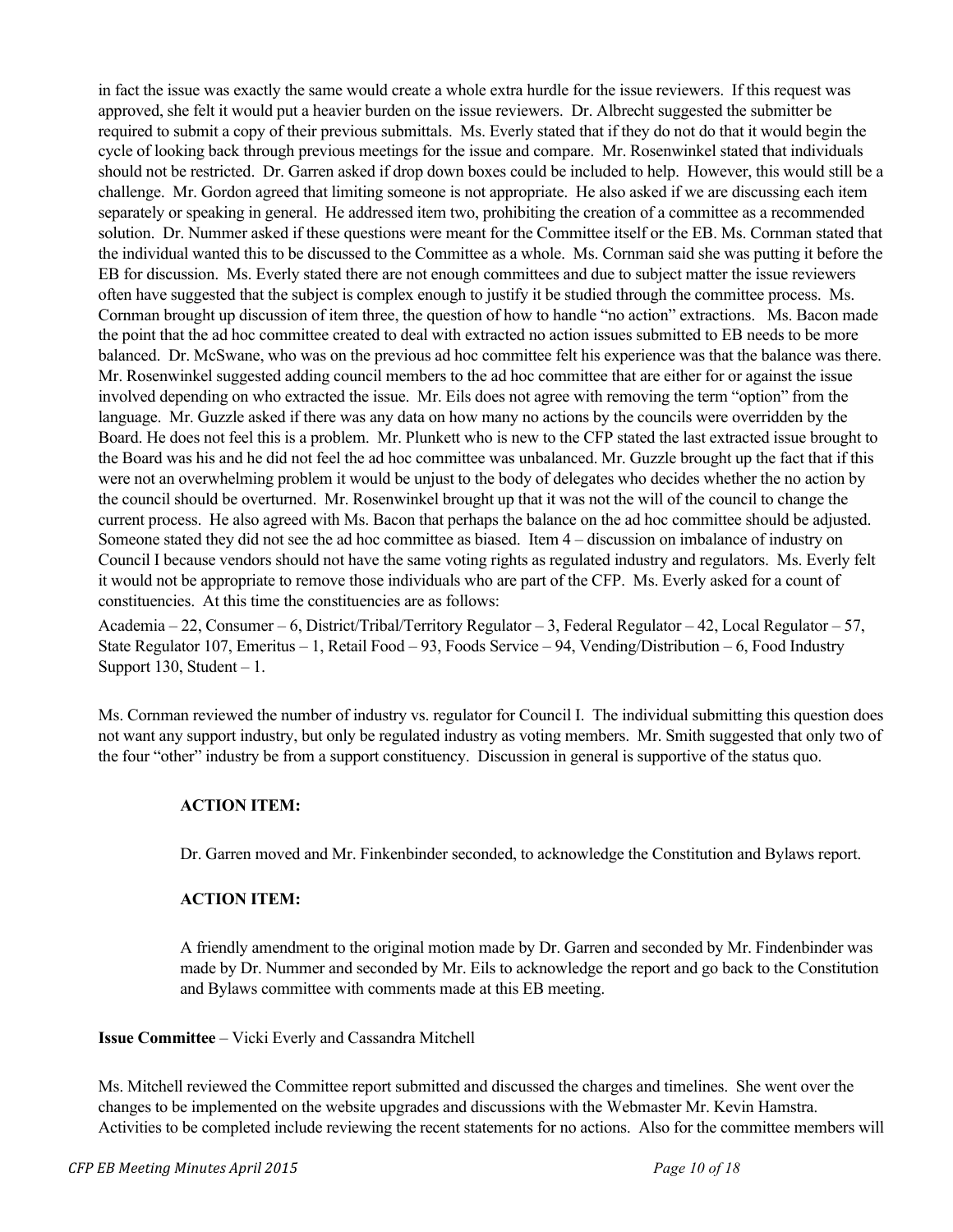in fact the issue was exactly the same would create a whole extra hurdle for the issue reviewers. If this request was approved, she felt it would put a heavier burden on the issue reviewers. Dr. Albrecht suggested the submitter be required to submit a copy of their previous submittals. Ms. Everly stated that if they do not do that it would begin the cycle of looking back through previous meetings for the issue and compare. Mr. Rosenwinkel stated that individuals should not be restricted. Dr. Garren asked if drop down boxes could be included to help. However, this would still be a challenge. Mr. Gordon agreed that limiting someone is not appropriate. He also asked if we are discussing each item separately or speaking in general. He addressed item two, prohibiting the creation of a committee as a recommended solution. Dr. Nummer asked if these questions were meant for the Committee itself or the EB. Ms. Cornman stated that the individual wanted this to be discussed to the Committee as a whole. Ms. Cornman said she was putting it before the EB for discussion. Ms. Everly stated there are not enough committees and due to subject matter the issue reviewers often have suggested that the subject is complex enough to justify it be studied through the committee process. Ms. Cornman brought up discussion of item three, the question of how to handle "no action" extractions. Ms. Bacon made the point that the ad hoc committee created to deal with extracted no action issues submitted to EB needs to be more balanced. Dr. McSwane, who was on the previous ad hoc committee felt his experience was that the balance was there. Mr. Rosenwinkel suggested adding council members to the ad hoc committee that are either for or against the issue involved depending on who extracted the issue. Mr. Eils does not agree with removing the term "option" from the language. Mr. Guzzle asked if there was any data on how many no actions by the councils were overridden by the Board. He does not feel this is a problem. Mr. Plunkett who is new to the CFP stated the last extracted issue brought to the Board was his and he did not feel the ad hoc committee was unbalanced. Mr. Guzzle brought up the fact that if this were not an overwhelming problem it would be unjust to the body of delegates who decides whether the no action by the council should be overturned. Mr. Rosenwinkel brought up that it was not the will of the council to change the current process. He also agreed with Ms. Bacon that perhaps the balance on the ad hoc committee should be adjusted. Someone stated they did not see the ad hoc committee as biased. Item 4 – discussion on imbalance of industry on Council I because vendors should not have the same voting rights as regulated industry and regulators. Ms. Everly felt it would not be appropriate to remove those individuals who are part of the CFP. Ms. Everly asked for a count of constituencies. At this time the constituencies are as follows:

Academia – 22, Consumer – 6, District/Tribal/Territory Regulator – 3, Federal Regulator – 42, Local Regulator – 57, State Regulator 107, Emeritus – 1, Retail Food – 93, Foods Service – 94, Vending/Distribution – 6, Food Industry Support 130, Student – 1.

Ms. Cornman reviewed the number of industry vs. regulator for Council I. The individual submitting this question does not want any support industry, but only be regulated industry as voting members. Mr. Smith suggested that only two of the four "other" industry be from a support constituency. Discussion in general is supportive of the status quo.

**ACTION ITEM:**

Dr. Garren moved and Mr. Finkenbinder seconded, to acknowledge the Constitution and Bylaws report.

**ACTION ITEM:**

A friendly amendment to the original motion made by Dr. Garren and seconded by Mr. Findenbinder was made by Dr. Nummer and seconded by Mr. Eils to acknowledge the report and go back to the Constitution and Bylaws committee with comments made at this EB meeting.

**Issue Committee** – Vicki Everly and Cassandra Mitchell

Ms. Mitchell reviewed the Committee report submitted and discussed the charges and timelines. She went over the changes to be implemented on the website upgrades and discussions with the Webmaster Mr. Kevin Hamstra. Activities to be completed include reviewing the recent statements for no actions. Also for the committee members will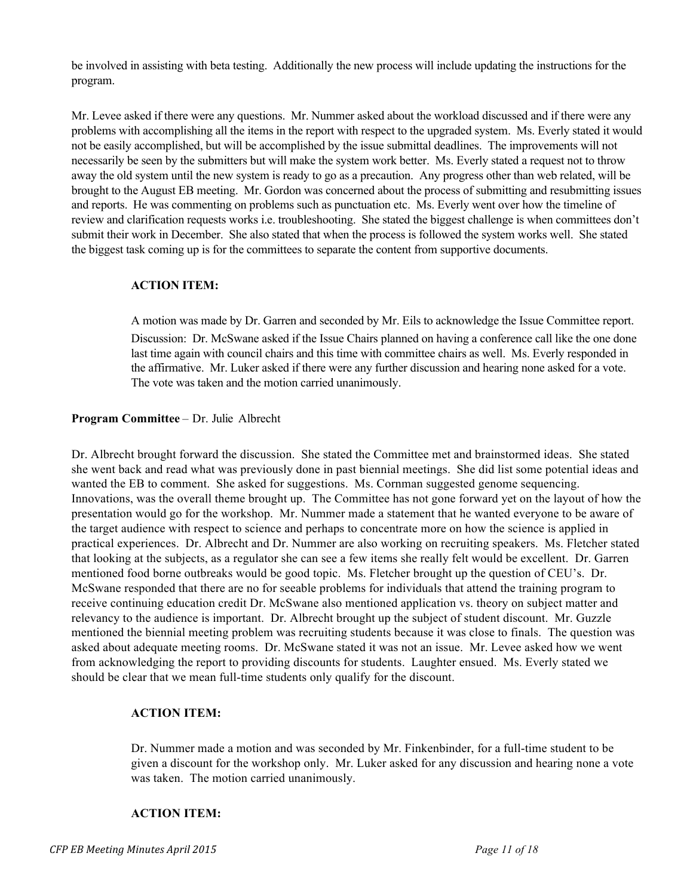be involved in assisting with beta testing. Additionally the new process will include updating the instructions for the program.

Mr. Levee asked if there were any questions. Mr. Nummer asked about the workload discussed and if there were any problems with accomplishing all the items in the report with respect to the upgraded system. Ms. Everly stated it would not be easily accomplished, but will be accomplished by the issue submittal deadlines. The improvements will not necessarily be seen by the submitters but will make the system work better. Ms. Everly stated a request not to throw away the old system until the new system is ready to go as a precaution. Any progress other than web related, will be brought to the August EB meeting. Mr. Gordon was concerned about the process of submitting and resubmitting issues and reports. He was commenting on problems such as punctuation etc. Ms. Everly went over how the timeline of review and clarification requests works i.e. troubleshooting. She stated the biggest challenge is when committees don't submit their work in December. She also stated that when the process is followed the system works well. She stated the biggest task coming up is for the committees to separate the content from supportive documents.

**ACTION ITEM:**

A motion was made by Dr. Garren and seconded by Mr. Eils to acknowledge the Issue Committee report. Discussion: Dr. McSwane asked if the Issue Chairs planned on having a conference call like the one done last time again with council chairs and this time with committee chairs as well. Ms. Everly responded in the affirmative. Mr. Luker asked if there were any further discussion and hearing none asked for a vote. The vote was taken and the motion carried unanimously.

**Program Committee** – Dr. Julie Albrecht

Dr. Albrecht brought forward the discussion. She stated the Committee met and brainstormed ideas. She stated she went back and read what was previously done in past biennial meetings. She did list some potential ideas and wanted the EB to comment. She asked for suggestions. Ms. Cornman suggested genome sequencing. Innovations, was the overall theme brought up. The Committee has not gone forward yet on the layout of how the presentation would go for the workshop. Mr. Nummer made a statement that he wanted everyone to be aware of the target audience with respect to science and perhaps to concentrate more on how the science is applied in practical experiences. Dr. Albrecht and Dr. Nummer are also working on recruiting speakers. Ms. Fletcher stated that looking at the subjects, as a regulator she can see a few items she really felt would be excellent. Dr. Garren mentioned food borne outbreaks would be good topic. Ms. Fletcher brought up the question of CEU's. Dr. McSwane responded that there are no for seeable problems for individuals that attend the training program to receive continuing education credit Dr. McSwane also mentioned application vs. theory on subject matter and relevancy to the audience is important. Dr. Albrecht brought up the subject of student discount. Mr. Guzzle mentioned the biennial meeting problem was recruiting students because it was close to finals. The question was asked about adequate meeting rooms. Dr. McSwane stated it was not an issue. Mr. Levee asked how we went from acknowledging the report to providing discounts for students. Laughter ensued. Ms. Everly stated we should be clear that we mean full-time students only qualify for the discount.

**ACTION ITEM:**

Dr. Nummer made a motion and was seconded by Mr. Finkenbinder, for a full-time student to be given a discount for the workshop only. Mr. Luker asked for any discussion and hearing none a vote was taken. The motion carried unanimously.

**ACTION ITEM:**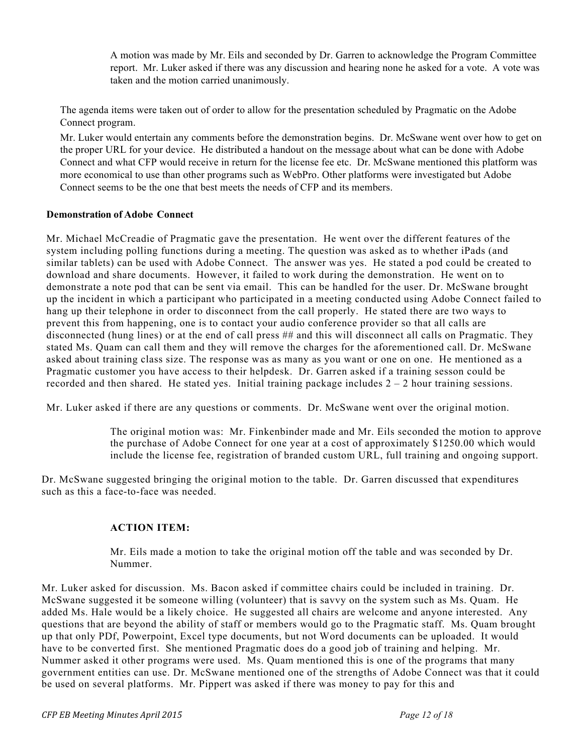A motion was made by Mr. Eils and seconded by Dr. Garren to acknowledge the Program Committee report. Mr. Luker asked if there was any discussion and hearing none he asked for a vote. A vote was taken and the motion carried unanimously.

The agenda items were taken out of order to allow for the presentation scheduled by Pragmatic on the Adobe Connect program.

Mr. Luker would entertain any comments before the demonstration begins. Dr. McSwane went over how to get on the proper URL for your device. He distributed a handout on the message about what can be done with Adobe Connect and what CFP would receive in return for the license fee etc. Dr. McSwane mentioned this platform was more economical to use than other programs such as WebPro. Other platforms were investigated but Adobe Connect seems to be the one that best meets the needs of CFP and its members.

**Demonstration of Adobe Connect**

Mr. Michael McCreadie of Pragmatic gave the presentation. He went over the different features of the system including polling functions during a meeting. The question was asked as to whether iPads (and similar tablets) can be used with Adobe Connect. The answer was yes. He stated a pod could be created to download and share documents. However, it failed to work during the demonstration. He went on to demonstrate a note pod that can be sent via email. This can be handled for the user. Dr. McSwane brought up the incident in which a participant who participated in a meeting conducted using Adobe Connect failed to hang up their telephone in order to disconnect from the call properly. He stated there are two ways to prevent this from happening, one is to contact your audio conference provider so that all calls are disconnected (hung lines) or at the end of call press ## and this will disconnect all calls on Pragmatic. They stated Ms. Quam can call them and they will remove the charges for the aforementioned call. Dr. McSwane asked about training class size. The response was as many as you want or one on one. He mentioned as a Pragmatic customer you have access to their helpdesk. Dr. Garren asked if a training sesson could be recorded and then shared. He stated yes. Initial training package includes 2 – 2 hour training sessions.

Mr. Luker asked if there are any questions or comments. Dr. McSwane went over the original motion.

> The original motion was: Mr. Finkenbinder made and Mr. Eils seconded the motion to approve the purchase of Adobe Connect for one year at a cost of approximately $1250.00 which would include the license fee, registration of branded custom URL, full training and ongoing support.

Dr. McSwane suggested bringing the original motion to the table. Dr. Garren discussed that expenditures such as this a face-to-face was needed.

**ACTION ITEM:**

> Mr. Eils made a motion to take the original motion off the table and was seconded by Dr. Nummer.

Mr. Luker asked for discussion. Ms. Bacon asked if committee chairs could be included in training. Dr. McSwane suggested it be someone willing (volunteer) that is savvy on the system such as Ms. Quam. He added Ms. Hale would be a likely choice. He suggested all chairs are welcome and anyone interested. Any questions that are beyond the ability of staff or members would go to the Pragmatic staff. Ms. Quam brought up that only PDf, Powerpoint, Excel type documents, but not Word documents can be uploaded. It would have to be converted first. She mentioned Pragmatic does do a good job of training and helping. Mr. Nummer asked it other programs were used. Ms. Quam mentioned this is one of the programs that many government entities can use. Dr. McSwane mentioned one of the strengths of Adobe Connect was that it could be used on several platforms. Mr. Pippert was asked if there was money to pay for this and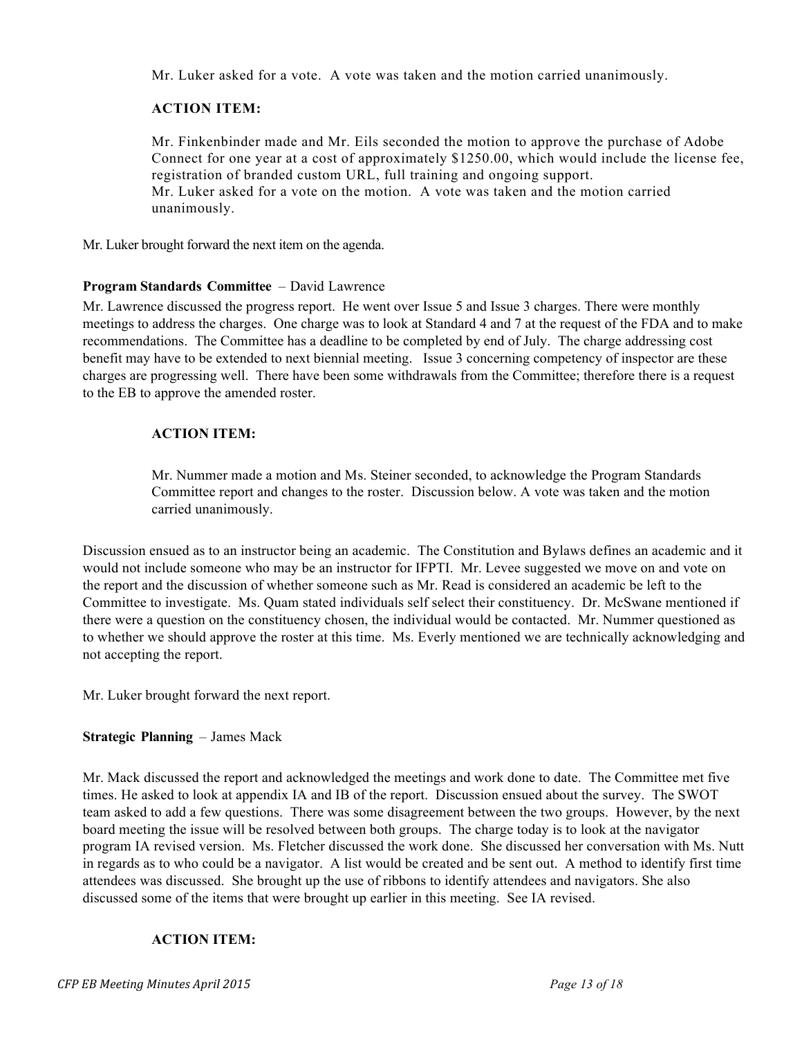Mr. Luker asked for a vote. A vote was taken and the motion carried unanimously.

**ACTION ITEM:**

Mr. Finkenbinder made and Mr. Eils seconded the motion to approve the purchase of Adobe Connect for one year at a cost of approximately $1250.00, which would include the license fee, registration of branded custom URL, full training and ongoing support.
Mr. Luker asked for a vote on the motion. A vote was taken and the motion carried unanimously.

Mr. Luker brought forward the next item on the agenda.

**Program Standards Committee** – David Lawrence

Mr. Lawrence discussed the progress report. He went over Issue 5 and Issue 3 charges. There were monthly meetings to address the charges. One charge was to look at Standard 4 and 7 at the request of the FDA and to make recommendations. The Committee has a deadline to be completed by end of July. The charge addressing cost benefit may have to be extended to next biennial meeting. Issue 3 concerning competency of inspector are these charges are progressing well. There have been some withdrawals from the Committee; therefore there is a request to the EB to approve the amended roster.

**ACTION ITEM:**

Mr. Nummer made a motion and Ms. Steiner seconded, to acknowledge the Program Standards Committee report and changes to the roster. Discussion below. A vote was taken and the motion carried unanimously.

Discussion ensued as to an instructor being an academic. The Constitution and Bylaws defines an academic and it would not include someone who may be an instructor for IFPTI. Mr. Levee suggested we move on and vote on the report and the discussion of whether someone such as Mr. Read is considered an academic be left to the Committee to investigate. Ms. Quam stated individuals self select their constituency. Dr. McSwane mentioned if there were a question on the constituency chosen, the individual would be contacted. Mr. Nummer questioned as to whether we should approve the roster at this time. Ms. Everly mentioned we are technically acknowledging and not accepting the report.

Mr. Luker brought forward the next report.

**Strategic Planning** – James Mack

Mr. Mack discussed the report and acknowledged the meetings and work done to date. The Committee met five times. He asked to look at appendix IA and IB of the report. Discussion ensued about the survey. The SWOT team asked to add a few questions. There was some disagreement between the two groups. However, by the next board meeting the issue will be resolved between both groups. The charge today is to look at the navigator program IA revised version. Ms. Fletcher discussed the work done. She discussed her conversation with Ms. Nutt in regards as to who could be a navigator. A list would be created and be sent out. A method to identify first time attendees was discussed. She brought up the use of ribbons to identify attendees and navigators. She also discussed some of the items that were brought up earlier in this meeting. See IA revised.

**ACTION ITEM:**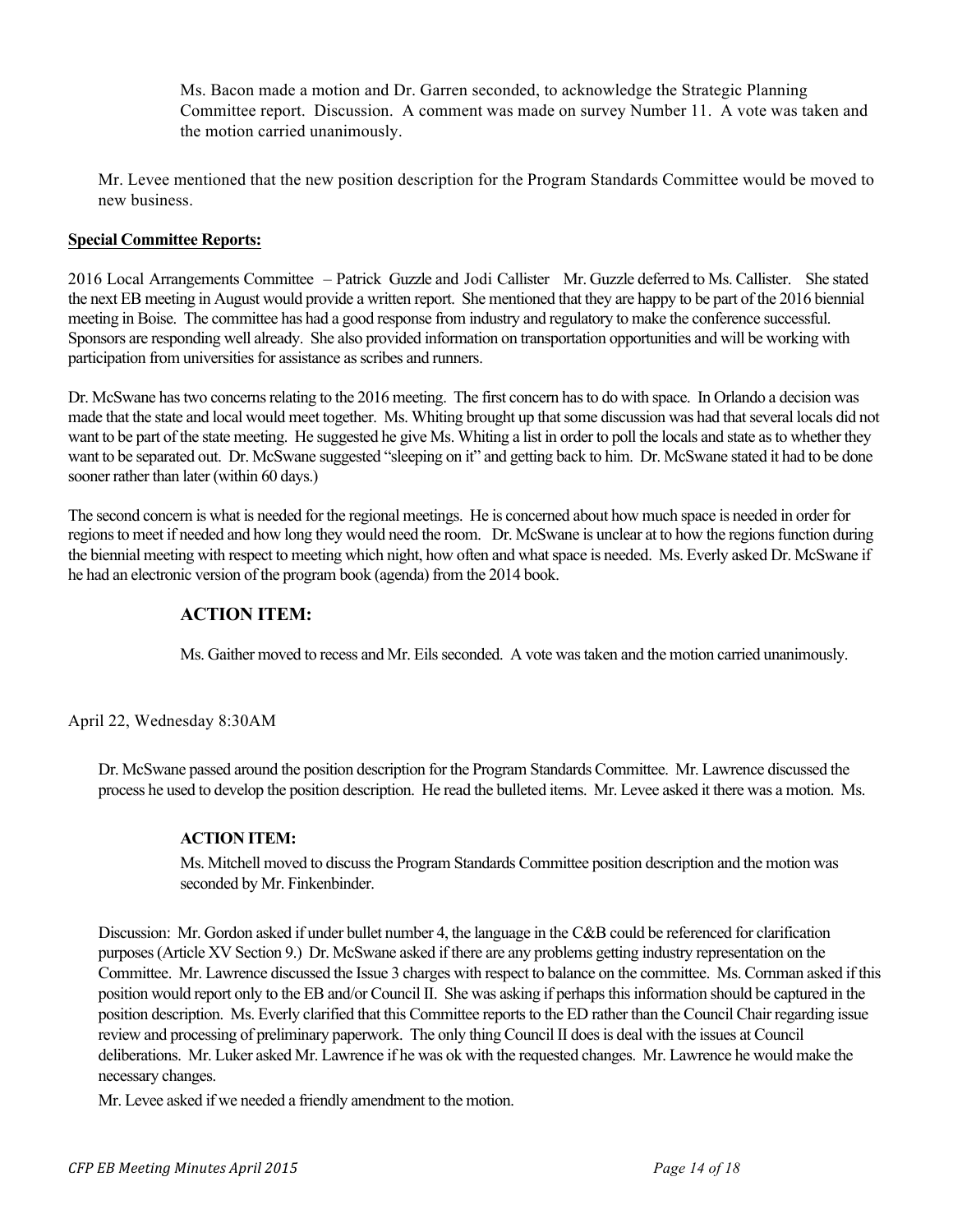Ms. Bacon made a motion and Dr. Garren seconded, to acknowledge the Strategic Planning Committee report. Discussion. A comment was made on survey Number 11. A vote was taken and the motion carried unanimously.

Mr. Levee mentioned that the new position description for the Program Standards Committee would be moved to new business.

**Special Committee Reports:**

2016 Local Arrangements Committee – Patrick Guzzle and Jodi Callister Mr. Guzzle deferred to Ms. Callister. She stated the next EB meeting in August would provide a written report. She mentioned that they are happy to be part of the 2016 biennial meeting in Boise. The committee has had a good response from industry and regulatory to make the conference successful. Sponsors are responding well already. She also provided information on transportation opportunities and will be working with participation from universities for assistance as scribes and runners.

Dr. McSwane has two concerns relating to the 2016 meeting. The first concern has to do with space. In Orlando a decision was made that the state and local would meet together. Ms. Whiting brought up that some discussion was had that several locals did not want to be part of the state meeting. He suggested he give Ms. Whiting a list in order to poll the locals and state as to whether they want to be separated out. Dr. McSwane suggested "sleeping on it" and getting back to him. Dr. McSwane stated it had to be done sooner rather than later (within 60 days.)

The second concern is what is needed for the regional meetings. He is concerned about how much space is needed in order for regions to meet if needed and how long they would need the room. Dr. McSwane is unclear at to how the regions function during the biennial meeting with respect to meeting which night, how often and what space is needed. Ms. Everly asked Dr. McSwane if he had an electronic version of the program book (agenda) from the 2014 book.

**ACTION ITEM:**

Ms. Gaither moved to recess and Mr. Eils seconded. A vote was taken and the motion carried unanimously.

April 22, Wednesday 8:30AM

Dr. McSwane passed around the position description for the Program Standards Committee. Mr. Lawrence discussed the process he used to develop the position description. He read the bulleted items. Mr. Levee asked it there was a motion. Ms.

**ACTION ITEM:**

Ms. Mitchell moved to discuss the Program Standards Committee position description and the motion was seconded by Mr. Finkenbinder.

Discussion: Mr. Gordon asked if under bullet number 4, the language in the C&B could be referenced for clarification purposes (Article XV Section 9.) Dr. McSwane asked if there are any problems getting industry representation on the Committee. Mr. Lawrence discussed the Issue 3 charges with respect to balance on the committee. Ms. Cornman asked if this position would report only to the EB and/or Council II. She was asking if perhaps this information should be captured in the position description. Ms. Everly clarified that this Committee reports to the ED rather than the Council Chair regarding issue review and processing of preliminary paperwork. The only thing Council II does is deal with the issues at Council deliberations. Mr. Luker asked Mr. Lawrence if he was ok with the requested changes. Mr. Lawrence he would make the necessary changes.

Mr. Levee asked if we needed a friendly amendment to the motion.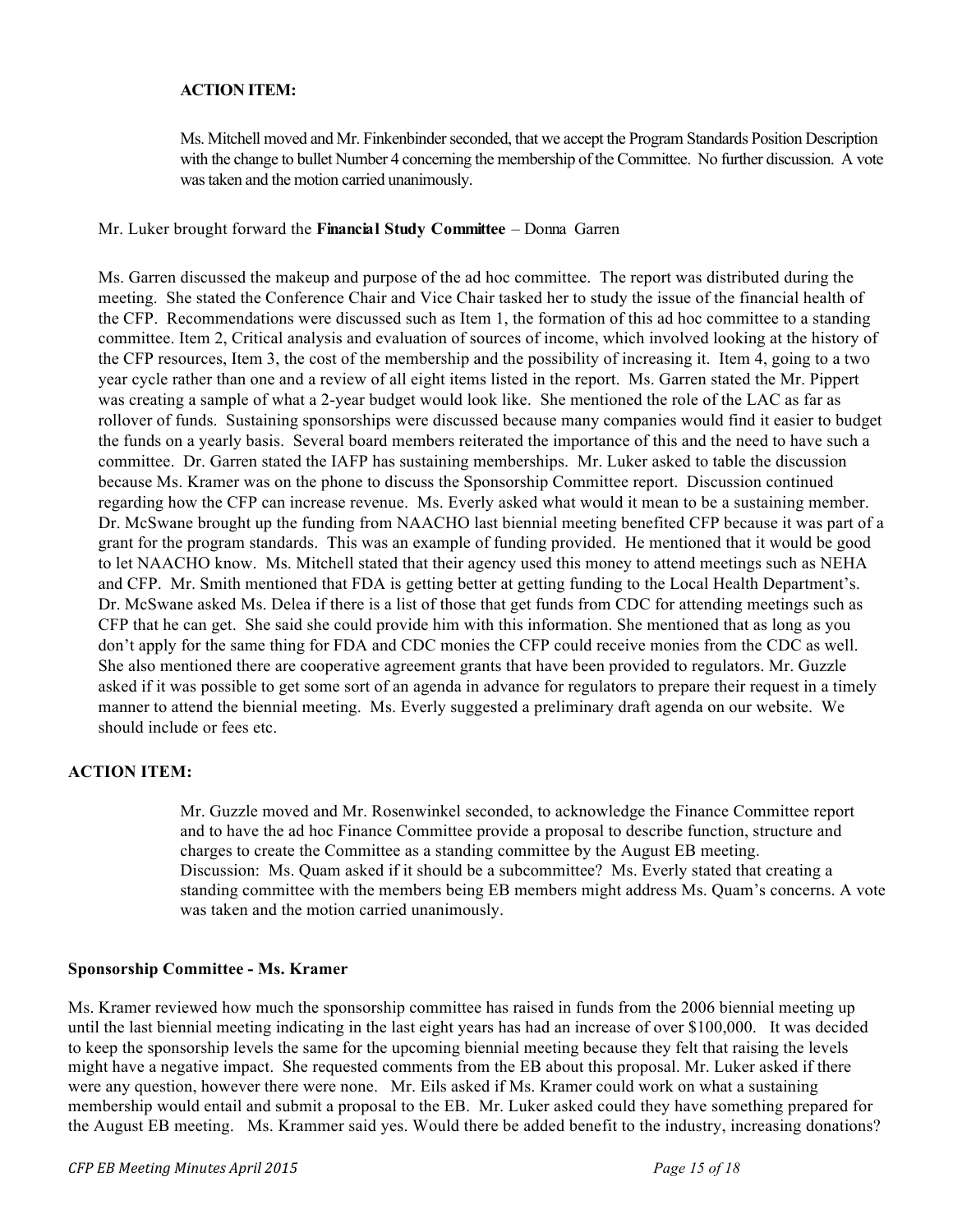**ACTION ITEM:**

Ms. Mitchell moved and Mr. Finkenbinder seconded, that we accept the Program Standards Position Description with the change to bullet Number 4 concerning the membership of the Committee. No further discussion. A vote was taken and the motion carried unanimously.

Mr. Luker brought forward the **Financial Study Committee** – Donna Garren

Ms. Garren discussed the makeup and purpose of the ad hoc committee. The report was distributed during the meeting. She stated the Conference Chair and Vice Chair tasked her to study the issue of the financial health of the CFP. Recommendations were discussed such as Item 1, the formation of this ad hoc committee to a standing committee. Item 2, Critical analysis and evaluation of sources of income, which involved looking at the history of the CFP resources, Item 3, the cost of the membership and the possibility of increasing it. Item 4, going to a two year cycle rather than one and a review of all eight items listed in the report. Ms. Garren stated the Mr. Pippert was creating a sample of what a 2-year budget would look like. She mentioned the role of the LAC as far as rollover of funds. Sustaining sponsorships were discussed because many companies would find it easier to budget the funds on a yearly basis. Several board members reiterated the importance of this and the need to have such a committee. Dr. Garren stated the IAFP has sustaining memberships. Mr. Luker asked to table the discussion because Ms. Kramer was on the phone to discuss the Sponsorship Committee report. Discussion continued regarding how the CFP can increase revenue. Ms. Everly asked what would it mean to be a sustaining member. Dr. McSwane brought up the funding from NAACHO last biennial meeting benefited CFP because it was part of a grant for the program standards. This was an example of funding provided. He mentioned that it would be good to let NAACHO know. Ms. Mitchell stated that their agency used this money to attend meetings such as NEHA and CFP. Mr. Smith mentioned that FDA is getting better at getting funding to the Local Health Department's. Dr. McSwane asked Ms. Delea if there is a list of those that get funds from CDC for attending meetings such as CFP that he can get. She said she could provide him with this information. She mentioned that as long as you don't apply for the same thing for FDA and CDC monies the CFP could receive monies from the CDC as well. She also mentioned there are cooperative agreement grants that have been provided to regulators. Mr. Guzzle asked if it was possible to get some sort of an agenda in advance for regulators to prepare their request in a timely manner to attend the biennial meeting. Ms. Everly suggested a preliminary draft agenda on our website. We should include or fees etc.

**ACTION ITEM:**

Mr. Guzzle moved and Mr. Rosenwinkel seconded, to acknowledge the Finance Committee report and to have the ad hoc Finance Committee provide a proposal to describe function, structure and charges to create the Committee as a standing committee by the August EB meeting.
Discussion: Ms. Quam asked if it should be a subcommittee? Ms. Everly stated that creating a standing committee with the members being EB members might address Ms. Quam's concerns. A vote was taken and the motion carried unanimously.

**Sponsorship Committee - Ms. Kramer**

Ms. Kramer reviewed how much the sponsorship committee has raised in funds from the 2006 biennial meeting up until the last biennial meeting indicating in the last eight years has had an increase of over $100,000. It was decided to keep the sponsorship levels the same for the upcoming biennial meeting because they felt that raising the levels might have a negative impact. She requested comments from the EB about this proposal. Mr. Luker asked if there were any question, however there were none. Mr. Eils asked if Ms. Kramer could work on what a sustaining membership would entail and submit a proposal to the EB. Mr. Luker asked could they have something prepared for the August EB meeting. Ms. Krammer said yes. Would there be added benefit to the industry, increasing donations?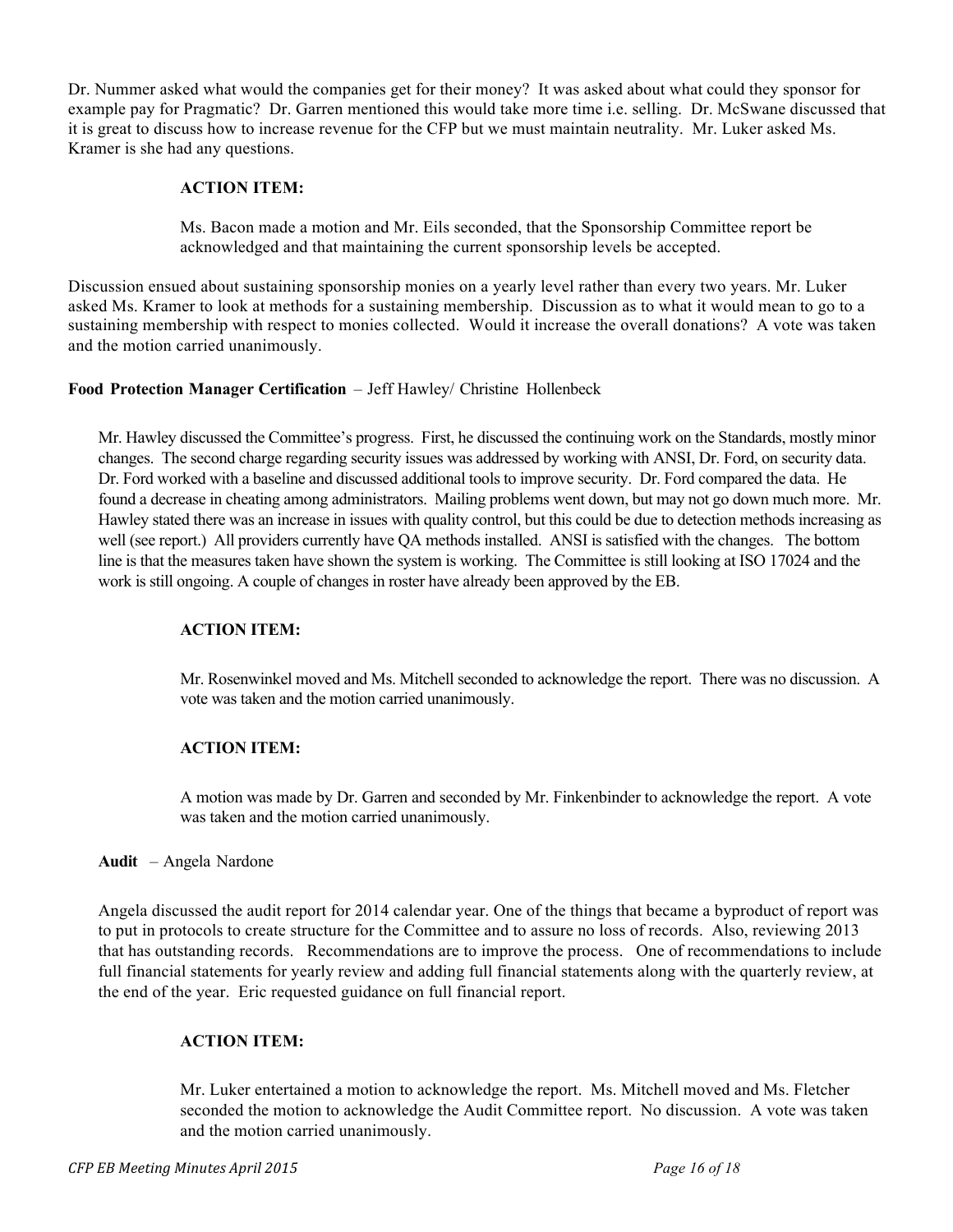Dr. Nummer asked what would the companies get for their money? It was asked about what could they sponsor for example pay for Pragmatic? Dr. Garren mentioned this would take more time i.e. selling. Dr. McSwane discussed that it is great to discuss how to increase revenue for the CFP but we must maintain neutrality. Mr. Luker asked Ms. Kramer is she had any questions.

**ACTION ITEM:**

Ms. Bacon made a motion and Mr. Eils seconded, that the Sponsorship Committee report be acknowledged and that maintaining the current sponsorship levels be accepted.

Discussion ensued about sustaining sponsorship monies on a yearly level rather than every two years. Mr. Luker asked Ms. Kramer to look at methods for a sustaining membership. Discussion as to what it would mean to go to a sustaining membership with respect to monies collected. Would it increase the overall donations? A vote was taken and the motion carried unanimously.

**Food Protection Manager Certification** – Jeff Hawley/ Christine Hollenbeck

Mr. Hawley discussed the Committee's progress. First, he discussed the continuing work on the Standards, mostly minor changes. The second charge regarding security issues was addressed by working with ANSI, Dr. Ford, on security data. Dr. Ford worked with a baseline and discussed additional tools to improve security. Dr. Ford compared the data. He found a decrease in cheating among administrators. Mailing problems went down, but may not go down much more. Mr. Hawley stated there was an increase in issues with quality control, but this could be due to detection methods increasing as well (see report.) All providers currently have QA methods installed. ANSI is satisfied with the changes. The bottom line is that the measures taken have shown the system is working. The Committee is still looking at ISO 17024 and the work is still ongoing. A couple of changes in roster have already been approved by the EB.

**ACTION ITEM:**

Mr. Rosenwinkel moved and Ms. Mitchell seconded to acknowledge the report. There was no discussion. A vote was taken and the motion carried unanimously.

**ACTION ITEM:**

A motion was made by Dr. Garren and seconded by Mr. Finkenbinder to acknowledge the report. A vote was taken and the motion carried unanimously.

**Audit** – Angela Nardone

Angela discussed the audit report for 2014 calendar year. One of the things that became a byproduct of report was to put in protocols to create structure for the Committee and to assure no loss of records. Also, reviewing 2013 that has outstanding records. Recommendations are to improve the process. One of recommendations to include full financial statements for yearly review and adding full financial statements along with the quarterly review, at the end of the year. Eric requested guidance on full financial report.

**ACTION ITEM:**

Mr. Luker entertained a motion to acknowledge the report. Ms. Mitchell moved and Ms. Fletcher seconded the motion to acknowledge the Audit Committee report. No discussion. A vote was taken and the motion carried unanimously.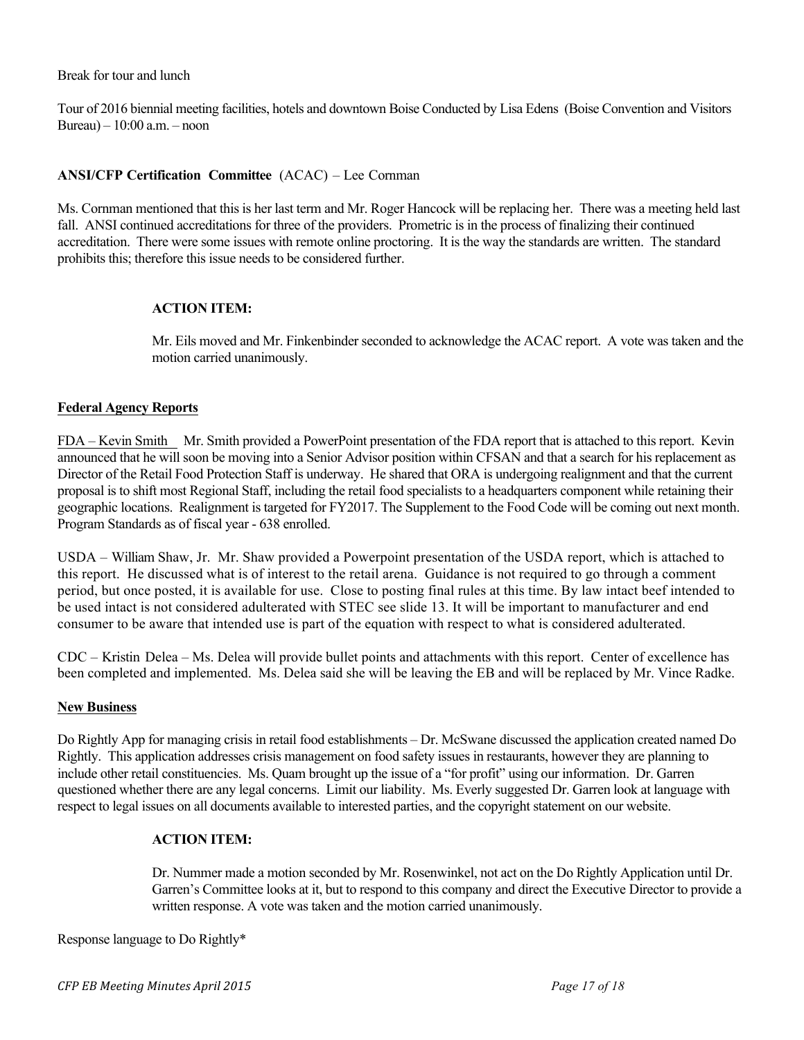Break for tour and lunch

Tour of 2016 biennial meeting facilities, hotels and downtown Boise Conducted by Lisa Edens (Boise Convention and Visitors Bureau) – 10:00 a.m. – noon

**ANSI/CFP Certification Committee** (ACAC) – Lee Cornman

Ms. Cornman mentioned that this is her last term and Mr. Roger Hancock will be replacing her. There was a meeting held last fall. ANSI continued accreditations for three of the providers. Prometric is in the process of finalizing their continued accreditation. There were some issues with remote online proctoring. It is the way the standards are written. The standard prohibits this; therefore this issue needs to be considered further.

> **ACTION ITEM:**
>
> Mr. Eils moved and Mr. Finkenbinder seconded to acknowledge the ACAC report. A vote was taken and the motion carried unanimously.

**Federal Agency Reports**

FDA – Kevin Smith Mr. Smith provided a PowerPoint presentation of the FDA report that is attached to this report. Kevin announced that he will soon be moving into a Senior Advisor position within CFSAN and that a search for his replacement as Director of the Retail Food Protection Staff is underway. He shared that ORA is undergoing realignment and that the current proposal is to shift most Regional Staff, including the retail food specialists to a headquarters component while retaining their geographic locations. Realignment is targeted for FY2017. The Supplement to the Food Code will be coming out next month. Program Standards as of fiscal year - 638 enrolled.

USDA – William Shaw, Jr. Mr. Shaw provided a Powerpoint presentation of the USDA report, which is attached to this report. He discussed what is of interest to the retail arena. Guidance is not required to go through a comment period, but once posted, it is available for use. Close to posting final rules at this time. By law intact beef intended to be used intact is not considered adulterated with STEC see slide 13. It will be important to manufacturer and end consumer to be aware that intended use is part of the equation with respect to what is considered adulterated.

CDC – Kristin Delea – Ms. Delea will provide bullet points and attachments with this report. Center of excellence has been completed and implemented. Ms. Delea said she will be leaving the EB and will be replaced by Mr. Vince Radke.

**New Business**

Do Rightly App for managing crisis in retail food establishments – Dr. McSwane discussed the application created named Do Rightly. This application addresses crisis management on food safety issues in restaurants, however they are planning to include other retail constituencies. Ms. Quam brought up the issue of a "for profit" using our information. Dr. Garren questioned whether there are any legal concerns. Limit our liability. Ms. Everly suggested Dr. Garren look at language with respect to legal issues on all documents available to interested parties, and the copyright statement on our website.

> **ACTION ITEM:**
>
> Dr. Nummer made a motion seconded by Mr. Rosenwinkel, not act on the Do Rightly Application until Dr. Garren's Committee looks at it, but to respond to this company and direct the Executive Director to provide a written response. A vote was taken and the motion carried unanimously.

Response language to Do Rightly*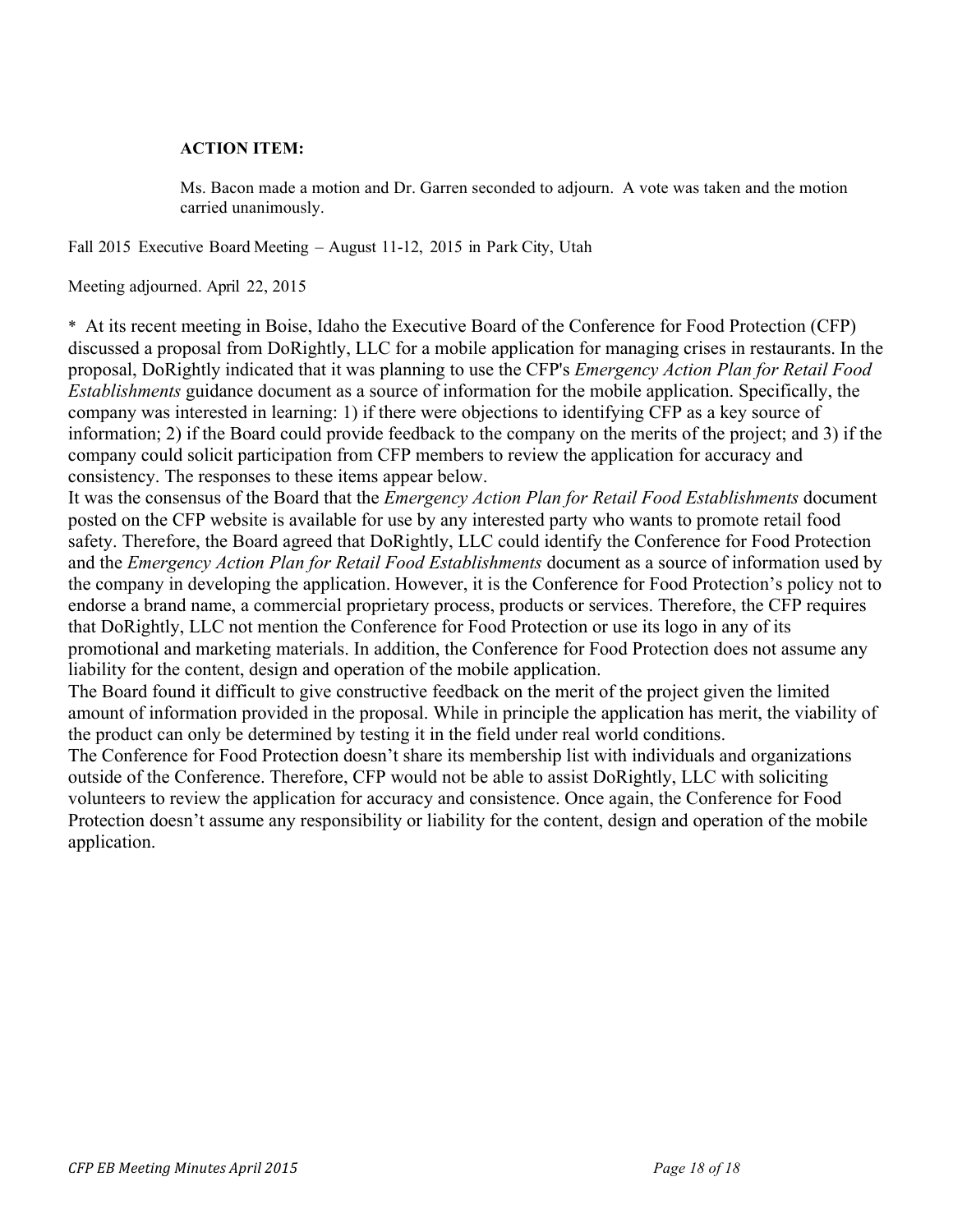**ACTION ITEM:**

Ms. Bacon made a motion and Dr. Garren seconded to adjourn. A vote was taken and the motion carried unanimously.

Fall 2015 Executive Board Meeting – August 11-12, 2015 in Park City, Utah

Meeting adjourned. April 22, 2015

* At its recent meeting in Boise, Idaho the Executive Board of the Conference for Food Protection (CFP) discussed a proposal from DoRightly, LLC for a mobile application for managing crises in restaurants. In the proposal, DoRightly indicated that it was planning to use the CFP's *Emergency Action Plan for Retail Food Establishments* guidance document as a source of information for the mobile application. Specifically, the company was interested in learning: 1) if there were objections to identifying CFP as a key source of information; 2) if the Board could provide feedback to the company on the merits of the project; and 3) if the company could solicit participation from CFP members to review the application for accuracy and consistency. The responses to these items appear below.

It was the consensus of the Board that the *Emergency Action Plan for Retail Food Establishments* document posted on the CFP website is available for use by any interested party who wants to promote retail food safety. Therefore, the Board agreed that DoRightly, LLC could identify the Conference for Food Protection and the *Emergency Action Plan for Retail Food Establishments* document as a source of information used by the company in developing the application. However, it is the Conference for Food Protection's policy not to endorse a brand name, a commercial proprietary process, products or services. Therefore, the CFP requires that DoRightly, LLC not mention the Conference for Food Protection or use its logo in any of its promotional and marketing materials. In addition, the Conference for Food Protection does not assume any liability for the content, design and operation of the mobile application.

The Board found it difficult to give constructive feedback on the merit of the project given the limited amount of information provided in the proposal. While in principle the application has merit, the viability of the product can only be determined by testing it in the field under real world conditions.

The Conference for Food Protection doesn't share its membership list with individuals and organizations outside of the Conference. Therefore, CFP would not be able to assist DoRightly, LLC with soliciting volunteers to review the application for accuracy and consistence. Once again, the Conference for Food Protection doesn't assume any responsibility or liability for the content, design and operation of the mobile application.